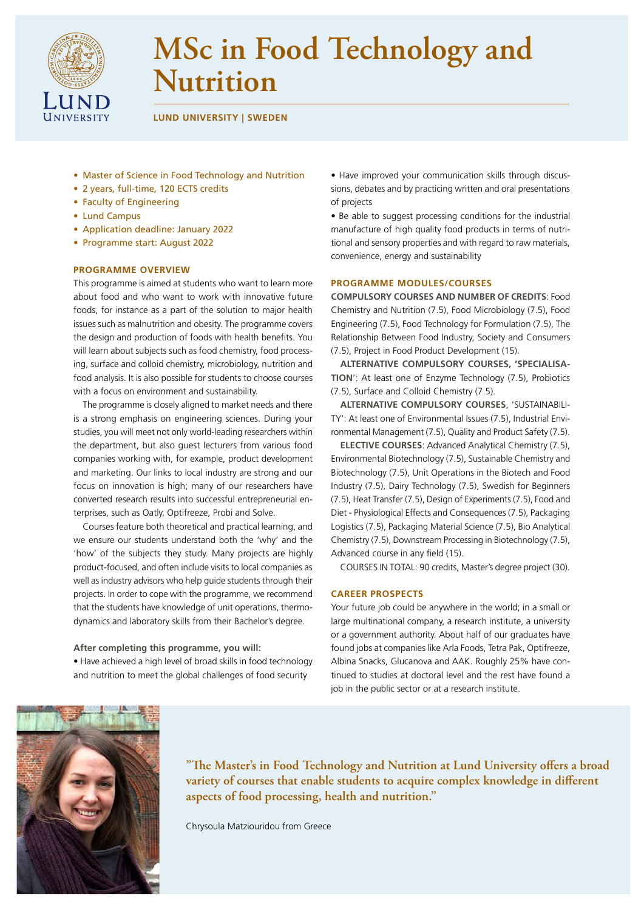# MSc in Food Technology and Nutrition

**LUND UNIVERSITY | SWEDEN**

- Master of Science in Food Technology and Nutrition
- 2 years, full-time, 120 ECTS credits
- Faculty of Engineering
- Lund Campus
- Application deadline: January 2022
- Programme start: August 2022

## PROGRAMME OVERVIEW

This programme is aimed at students who want to learn more about food and who want to work with innovative future foods, for instance as a part of the solution to major health issues such as malnutrition and obesity. The programme covers the design and production of foods with health benefits. You will learn about subjects such as food chemistry, food processing, surface and colloid chemistry, microbiology, nutrition and food analysis. It is also possible for students to choose courses with a focus on environment and sustainability.

The programme is closely aligned to market needs and there is a strong emphasis on engineering sciences. During your studies, you will meet not only world-leading researchers within the department, but also guest lecturers from various food companies working with, for example, product development and marketing. Our links to local industry are strong and our focus on innovation is high; many of our researchers have converted research results into successful entrepreneurial enterprises, such as Oatly, Optifreeze, Probi and Solve.

Courses feature both theoretical and practical learning, and we ensure our students understand both the 'why' and the 'how' of the subjects they study. Many projects are highly product-focused, and often include visits to local companies as well as industry advisors who help guide students through their projects. In order to cope with the programme, we recommend that the students have knowledge of unit operations, thermodynamics and laboratory skills from their Bachelor's degree.

**After completing this programme, you will:**

- Have achieved a high level of broad skills in food technology and nutrition to meet the global challenges of food security
- Have improved your communication skills through discussions, debates and by practicing written and oral presentations of projects
- Be able to suggest processing conditions for the industrial manufacture of high quality food products in terms of nutritional and sensory properties and with regard to raw materials, convenience, energy and sustainability

## PROGRAMME MODULES/COURSES

**COMPULSORY COURSES AND NUMBER OF CREDITS**: Food Chemistry and Nutrition (7.5), Food Microbiology (7.5), Food Engineering (7.5), Food Technology for Formulation (7.5), The Relationship Between Food Industry, Society and Consumers (7.5), Project in Food Product Development (15).

**ALTERNATIVE COMPULSORY COURSES, 'SPECIALISATION'**: At least one of Enzyme Technology (7.5), Probiotics (7.5), Surface and Colloid Chemistry (7.5).

**ALTERNATIVE COMPULSORY COURSES**, 'SUSTAINABILITY': At least one of Environmental Issues (7.5), Industrial Environmental Management (7.5), Quality and Product Safety (7.5).

**ELECTIVE COURSES**: Advanced Analytical Chemistry (7.5), Environmental Biotechnology (7.5), Sustainable Chemistry and Biotechnology (7.5), Unit Operations in the Biotech and Food Industry (7.5), Dairy Technology (7.5), Swedish for Beginners (7.5), Heat Transfer (7.5), Design of Experiments (7.5), Food and Diet - Physiological Effects and Consequences (7.5), Packaging Logistics (7.5), Packaging Material Science (7.5), Bio Analytical Chemistry (7.5), Downstream Processing in Biotechnology (7.5), Advanced course in any field (15).

COURSES IN TOTAL: 90 credits, Master's degree project (30).

## CAREER PROSPECTS

Your future job could be anywhere in the world; in a small or large multinational company, a research institute, a university or a government authority. About half of our graduates have found jobs at companies like Arla Foods, Tetra Pak, Optifreeze, Albina Snacks, Glucanova and AAK. Roughly 25% have continued to studies at doctoral level and the rest have found a job in the public sector or at a research institute.

**"The Master's in Food Technology and Nutrition at Lund University offers a broad variety of courses that enable students to acquire complex knowledge in different aspects of food processing, health and nutrition."**

Chrysoula Matziouridou from Greece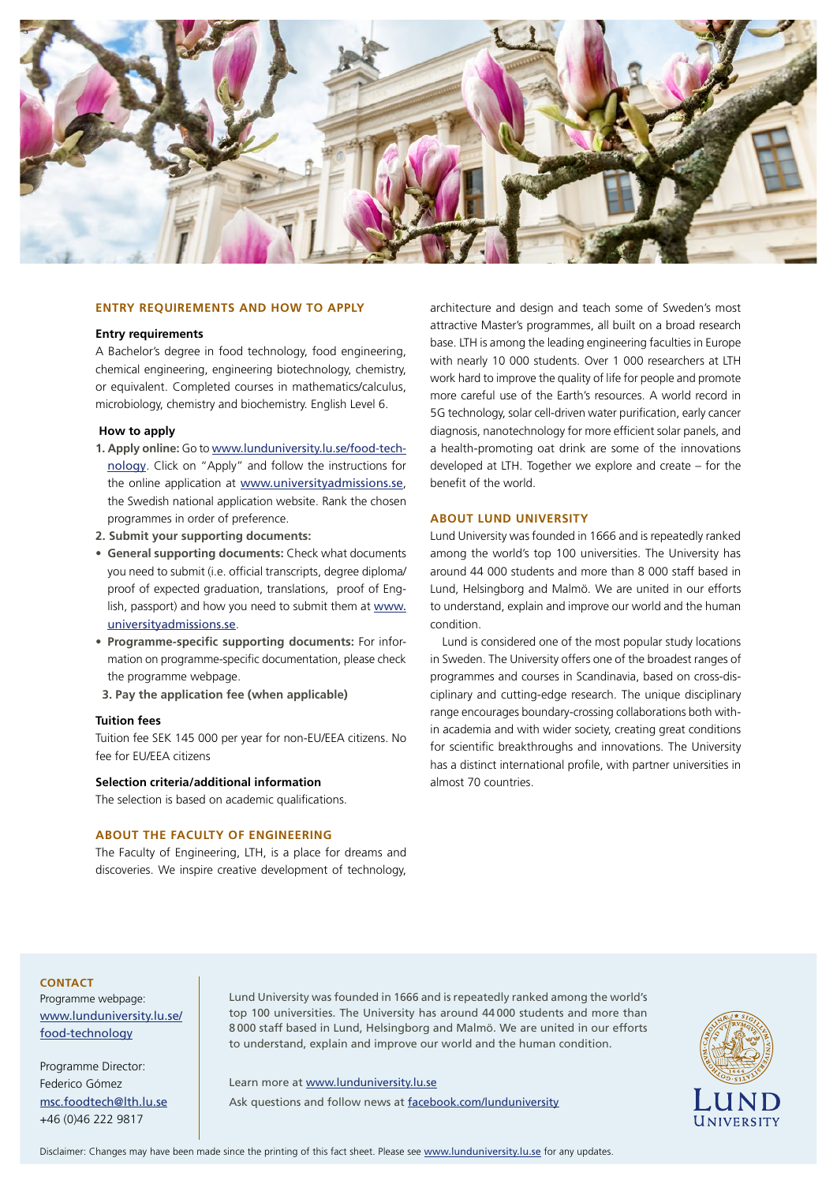## ENTRY REQUIREMENTS AND HOW TO APPLY

### Entry requirements

A Bachelor's degree in food technology, food engineering, chemical engineering, engineering biotechnology, chemistry, or equivalent. Completed courses in mathematics/calculus, microbiology, chemistry and biochemistry. English Level 6.

### How to apply

1. **Apply online:** Go to www.lunduniversity.lu.se/food-technology. Click on "Apply" and follow the instructions for the online application at www.universityadmissions.se, the Swedish national application website. Rank the chosen programmes in order of preference.
2. **Submit your supporting documents:**
   - **General supporting documents:** Check what documents you need to submit (i.e. official transcripts, degree diploma/proof of expected graduation, translations, proof of English, passport) and how you need to submit them at www.universityadmissions.se.
   - **Programme-specific supporting documents:** For information on programme-specific documentation, please check the programme webpage.
3. **Pay the application fee (when applicable)**

### Tuition fees

Tuition fee SEK 145 000 per year for non-EU/EEA citizens. No fee for EU/EEA citizens

### Selection criteria/additional information

The selection is based on academic qualifications.

## ABOUT THE FACULTY OF ENGINEERING

The Faculty of Engineering, LTH, is a place for dreams and discoveries. We inspire creative development of technology, architecture and design and teach some of Sweden's most attractive Master's programmes, all built on a broad research base. LTH is among the leading engineering faculties in Europe with nearly 10 000 students. Over 1 000 researchers at LTH work hard to improve the quality of life for people and promote more careful use of the Earth's resources. A world record in 5G technology, solar cell-driven water purification, early cancer diagnosis, nanotechnology for more efficient solar panels, and a health-promoting oat drink are some of the innovations developed at LTH. Together we explore and create – for the benefit of the world.

## ABOUT LUND UNIVERSITY

Lund University was founded in 1666 and is repeatedly ranked among the world's top 100 universities. The University has around 44 000 students and more than 8 000 staff based in Lund, Helsingborg and Malmö. We are united in our efforts to understand, explain and improve our world and the human condition.

Lund is considered one of the most popular study locations in Sweden. The University offers one of the broadest ranges of programmes and courses in Scandinavia, based on cross-disciplinary and cutting-edge research. The unique disciplinary range encourages boundary-crossing collaborations both within academia and with wider society, creating great conditions for scientific breakthroughs and innovations. The University has a distinct international profile, with partner universities in almost 70 countries.

## CONTACT

Programme webpage:
www.lunduniversity.lu.se/food-technology

Programme Director:
Federico Gómez
msc.foodtech@lth.lu.se
+46 (0)46 222 9817

Lund University was founded in 1666 and is repeatedly ranked among the world's top 100 universities. The University has around 44 000 students and more than 8 000 staff based in Lund, Helsingborg and Malmö. We are united in our efforts to understand, explain and improve our world and the human condition.

Learn more at www.lunduniversity.lu.se
Ask questions and follow news at facebook.com/lunduniversity

Disclaimer: Changes may have been made since the printing of this fact sheet. Please see www.lunduniversity.lu.se for any updates.